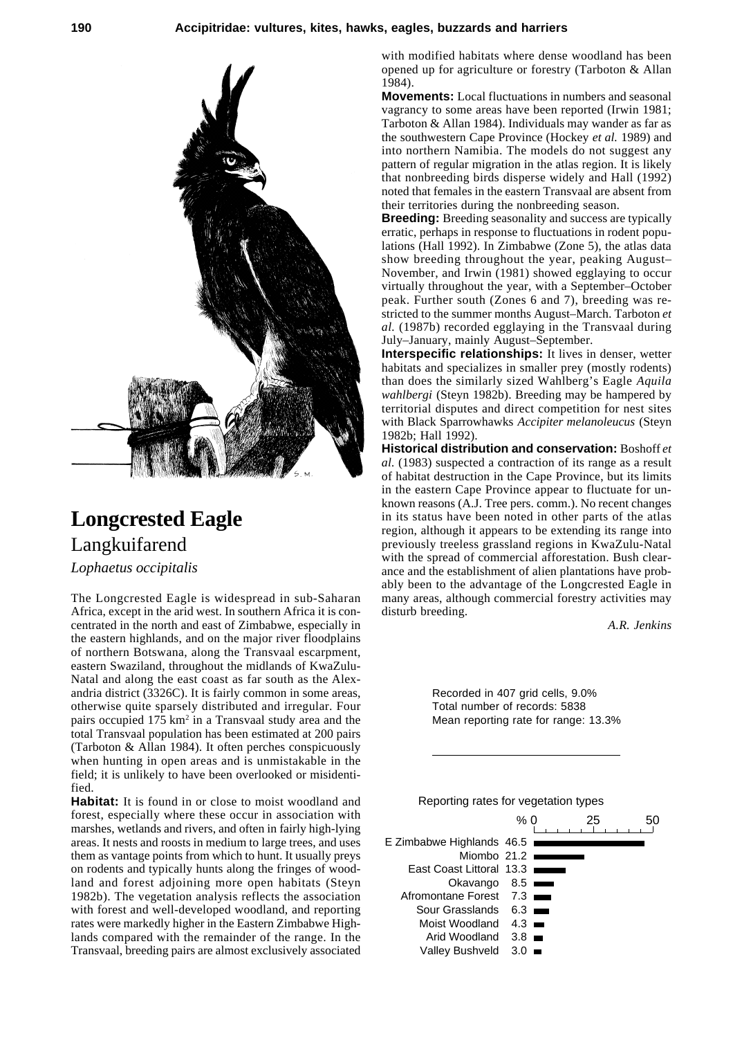# Longcrested Eagle

## Langkuifarend

*Lophaetus occipitalis*

The Longcrested Eagle is widespread in sub-Saharan Africa, except in the arid west. In southern Africa it is concentrated in the north and east of Zimbabwe, especially in the eastern highlands, and on the major river floodplains of northern Botswana, along the Transvaal escarpment, eastern Swaziland, throughout the midlands of KwaZulu-Natal and along the east coast as far south as the Alexandria district (3326C). It is fairly common in some areas, otherwise quite sparsely distributed and irregular. Four pairs occupied 175 km² in a Transvaal study area and the total Transvaal population has been estimated at 200 pairs (Tarboton & Allan 1984). It often perches conspicuously when hunting in open areas and is unmistakable in the field; it is unlikely to have been overlooked or misidentified.

**Habitat:** It is found in or close to moist woodland and forest, especially where these occur in association with marshes, wetlands and rivers, and often in fairly high-lying areas. It nests and roosts in medium to large trees, and uses them as vantage points from which to hunt. It usually preys on rodents and typically hunts along the fringes of woodland and forest adjoining more open habitats (Steyn 1982b). The vegetation analysis reflects the association with forest and well-developed woodland, and reporting rates were markedly higher in the Eastern Zimbabwe Highlands compared with the remainder of the range. In the Transvaal, breeding pairs are almost exclusively associated with modified habitats where dense woodland has been opened up for agriculture or forestry (Tarboton & Allan 1984).

**Movements:** Local fluctuations in numbers and seasonal vagrancy to some areas have been reported (Irwin 1981; Tarboton & Allan 1984). Individuals may wander as far as the southwestern Cape Province (Hockey *et al.* 1989) and into northern Namibia. The models do not suggest any pattern of regular migration in the atlas region. It is likely that nonbreeding birds disperse widely and Hall (1992) noted that females in the eastern Transvaal are absent from their territories during the nonbreeding season.

**Breeding:** Breeding seasonality and success are typically erratic, perhaps in response to fluctuations in rodent populations (Hall 1992). In Zimbabwe (Zone 5), the atlas data show breeding throughout the year, peaking August–November, and Irwin (1981) showed egglaying to occur virtually throughout the year, with a September–October peak. Further south (Zones 6 and 7), breeding was restricted to the summer months August–March. Tarboton *et al.* (1987b) recorded egglaying in the Transvaal during July–January, mainly August–September.

**Interspecific relationships:** It lives in denser, wetter habitats and specializes in smaller prey (mostly rodents) than does the similarly sized Wahlberg's Eagle *Aquila wahlbergi* (Steyn 1982b). Breeding may be hampered by territorial disputes and direct competition for nest sites with Black Sparrowhawks *Accipiter melanoleucus* (Steyn 1982b; Hall 1992).

**Historical distribution and conservation:** Boshoff *et al.* (1983) suspected a contraction of its range as a result of habitat destruction in the Cape Province, but its limits in the eastern Cape Province appear to fluctuate for unknown reasons (A.J. Tree pers. comm.). No recent changes in its status have been noted in other parts of the atlas region, although it appears to be extending its range into previously treeless grassland regions in KwaZulu-Natal with the spread of commercial afforestation. Bush clearance and the establishment of alien plantations have probably been to the advantage of the Longcrested Eagle in many areas, although commercial forestry activities may disturb breeding.

*A.R. Jenkins*

Recorded in 407 grid cells, 9.0%
Total number of records: 5838
Mean reporting rate for range: 13.3%

Reporting rates for vegetation types

| Vegetation type | % |
|---|---|
| E Zimbabwe Highlands | 46.5 |
| Miombo | 21.2 |
| East Coast Littoral | 13.3 |
| Okavango | 8.5 |
| Afromontane Forest | 7.3 |
| Sour Grasslands | 6.3 |
| Moist Woodland | 4.3 |
| Arid Woodland | 3.8 |
| Valley Bushveld | 3.0 |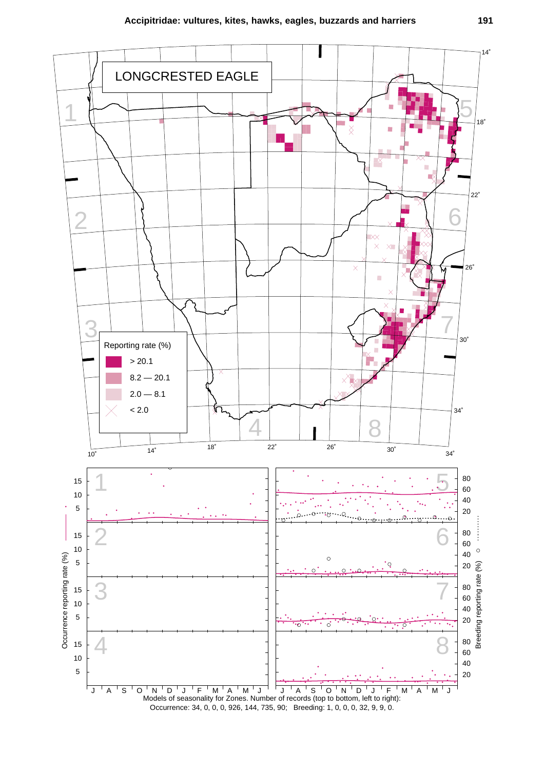LONGCRESTED EAGLE

Reporting rate (%)

> 20.1

8.2 — 20.1

2.0 — 8.1

< 2.0

Occurrence reporting rate (%)

Breeding reporting rate (%)

J A S O N D J F M A M J

Models of seasonality for Zones. Number of records (top to bottom, left to right):
Occurrence: 34, 0, 0, 0, 926, 144, 735, 90; Breeding: 1, 0, 0, 0, 32, 9, 9, 0.